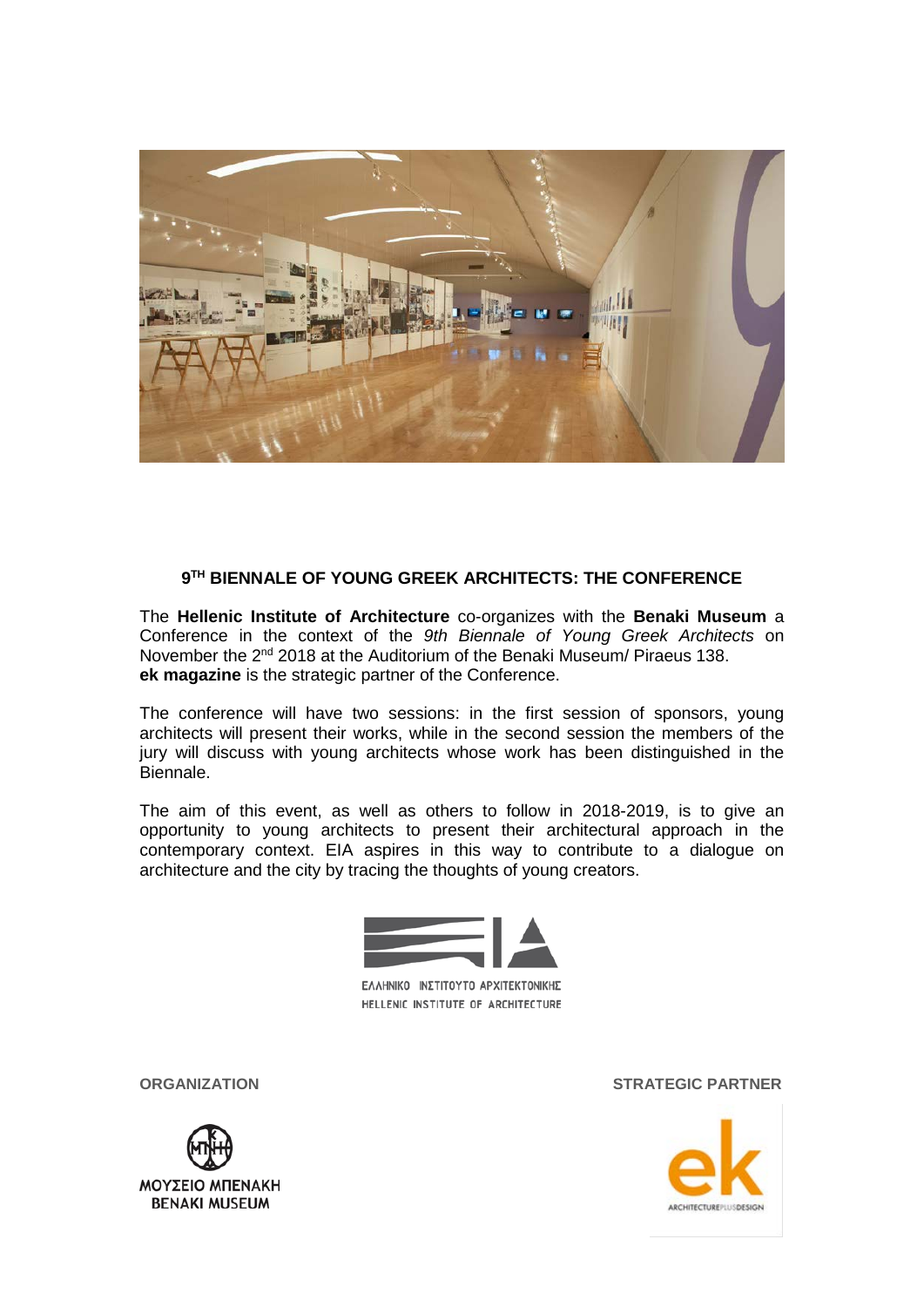## 9TH BIENNALE OF YOUNG GREEK ARCHITECTS: THE CONFERENCE

The **Hellenic Institute of Architecture** co-organizes with the **Benaki Museum** a Conference in the context of the *9th Biennale of Young Greek Architects* on November the 2nd 2018 at the Auditorium of the Benaki Museum/ Piraeus 138.
**ek magazine** is the strategic partner of the Conference.

The conference will have two sessions: in the first session of sponsors, young architects will present their works, while in the second session the members of the jury will discuss with young architects whose work has been distinguished in the Biennale.

The aim of this event, as well as others to follow in 2018-2019, is to give an opportunity to young architects to present their architectural approach in the contemporary context. EIA aspires in this way to contribute to a dialogue on architecture and the city by tracing the thoughts of young creators.

ΕΛΛΗΝΙΚΟ ΙΝΣΤΙΤΟΥΤΟ ΑΡΧΙΤΕΚΤΟΝΙΚΗΣ
HELLENIC INSTITUTE OF ARCHITECTURE

**ORGANIZATION**

ΜΟΥΣΕΙΟ ΜΠΕΝΑΚΗ
BENAKI MUSEUM

**STRATEGIC PARTNER**

ek
ARCHITECTUREPLUSDESIGN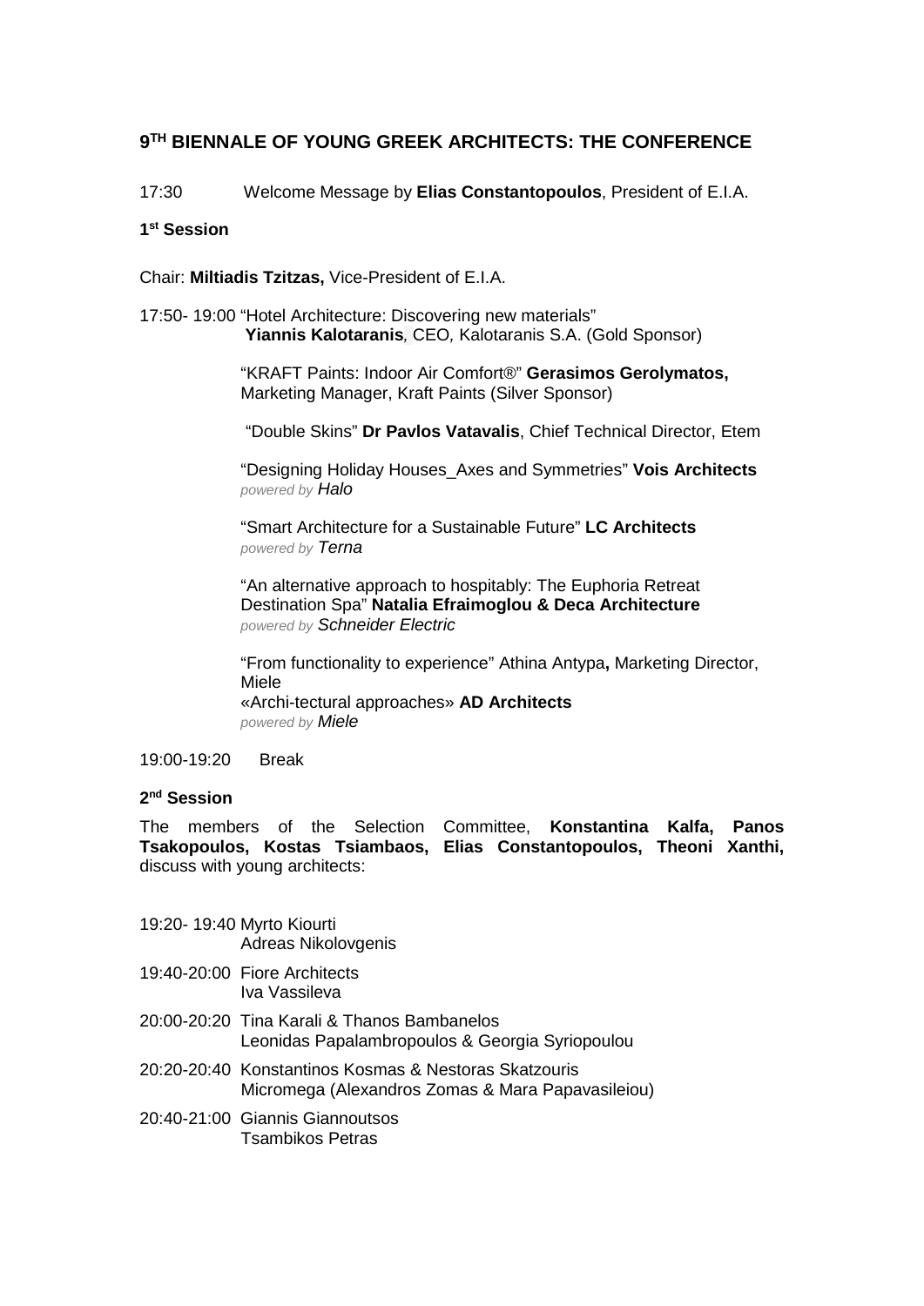# 9TH BIENNALE OF YOUNG GREEK ARCHITECTS: THE CONFERENCE

17:30 Welcome Message by **Elias Constantopoulos**, President of E.I.A.

## 1st Session

Chair: **Miltiadis Tzitzas,** Vice-President of E.I.A.

17:50- 19:00 "Hotel Architecture: Discovering new materials" **Yiannis Kalotaranis**, CEO, Kalotaranis S.A. (Gold Sponsor)

"KRAFT Paints: Indoor Air Comfort®" **Gerasimos Gerolymatos,** Marketing Manager, Kraft Paints (Silver Sponsor)

"Double Skins" **Dr Pavlos Vatavalis**, Chief Technical Director, Etem

"Designing Holiday Houses_Axes and Symmetries" **Vois Architects** *powered by Halo*

"Smart Architecture for a Sustainable Future" **LC Architects** *powered by Terna*

"An alternative approach to hospitably: The Euphoria Retreat Destination Spa" **Natalia Efraimoglou & Deca Architecture** *powered by Schneider Electric*

"From functionality to experience" Athina Antypa**,** Marketing Director, Miele
«Archi-tectural approaches» **AD Architects**
*powered by Miele*

19:00-19:20 Break

## 2nd Session

The members of the Selection Committee, **Konstantina Kalfa, Panos Tsakopoulos, Kostas Tsiambaos, Elias Constantopoulos, Theoni Xanthi,** discuss with young architects:

19:20- 19:40 Myrto Kiourti
Adreas Nikolovgenis

19:40-20:00 Fiore Architects
Iva Vassileva

20:00-20:20 Tina Karali & Thanos Bambanelos
Leonidas Papalambropoulos & Georgia Syriopoulou

20:20-20:40 Konstantinos Kosmas & Nestoras Skatzouris
Micromega (Alexandros Zomas & Mara Papavasileiou)

20:40-21:00 Giannis Giannoutsos
Tsambikos Petras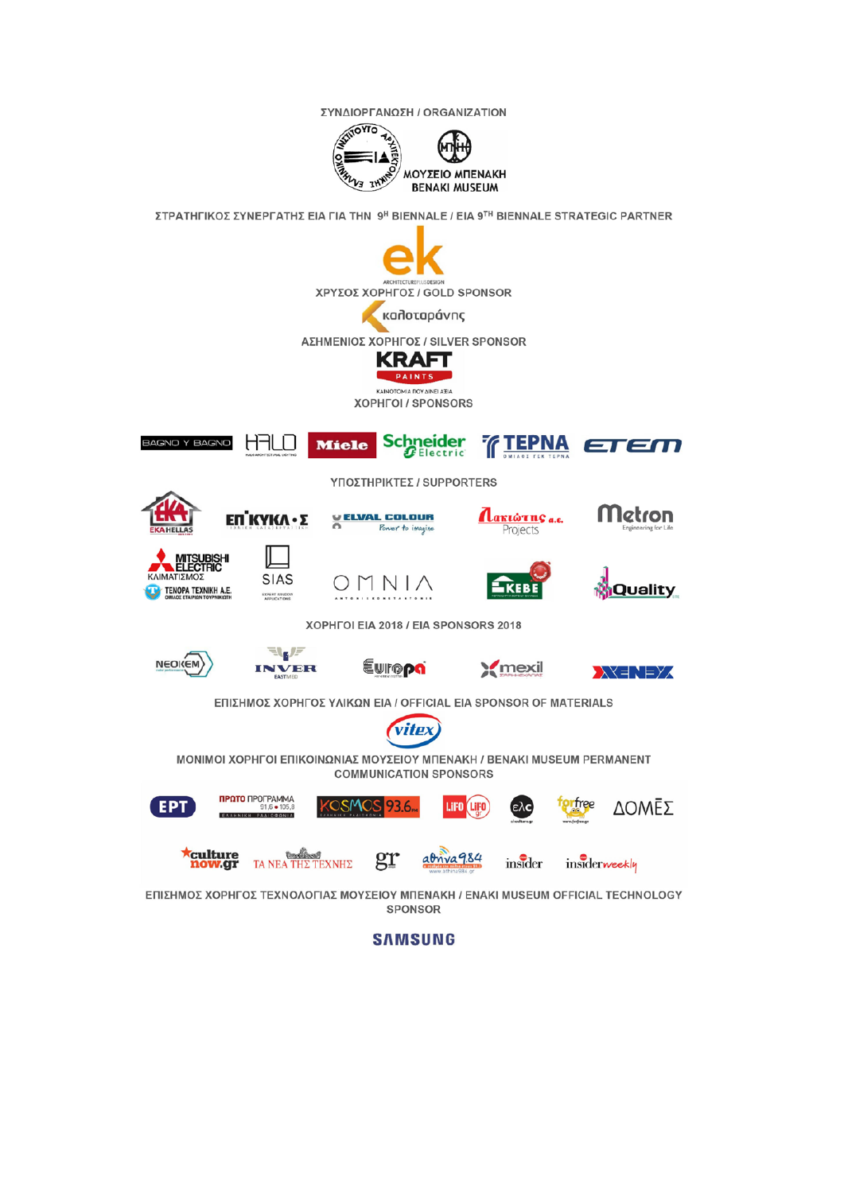ΣΥΝΔΙΟΡΓΑΝΩΣΗ / ORGANIZATION

ΜΟΥΣΕΙΟ ΜΠΕΝΑΚΗ
BENAKI MUSEUM

ΣΤΡΑΤΗΓΙΚΟΣ ΣΥΝΕΡΓΑΤΗΣ ΕΙΑ ΓΙΑ ΤΗΝ 9Η BIENNALE / ΕΙΑ 9TH BIENNALE STRATEGIC PARTNER

ek
ARCHITECTUREPLUSDESIGN

ΧΡΥΣΟΣ ΧΟΡΗΓΟΣ / GOLD SPONSOR

καλοταράνης

ΑΣΗΜΕΝΙΟΣ ΧΟΡΗΓΟΣ / SILVER SPONSOR

KRAFT PAINTS
ΚΑΙΝΟΤΟΜΙΑ ΠΟΥ ΔΙΝΕΙ ΑΞΙΑ

ΧΟΡΗΓΟΙ / SPONSORS

BAGNO Y BAGNO · HALO · Miele · Schneider Electric · TEPNA · ETEM

ΥΠΟΣΤΗΡΙΚΤΕΣ / SUPPORTERS

EKA HELLAS · ΕΠ'ΚΥΚΛ·Σ · ELVAL COLOUR Power to imagine · Λακιώτης α.ε. Projects · Metron Engineering for Life · MITSUBISHI ELECTRIC ΚΛΙΜΑΤΙΣΜΟΣ ΤΕΝΟΡΑ ΤΕΧΝΙΚΗ Α.Ε. · SIAS · OMNIA · ΚΕΒΕ · Quality

ΧΟΡΗΓΟΙ ΕΙΑ 2018 / ΕΙΑ SPONSORS 2018

NEOKEM · INVER · Europa · mexil · XENEX

ΕΠΙΣΗΜΟΣ ΧΟΡΗΓΟΣ ΥΛΙΚΩΝ ΕΙΑ / OFFICIAL ΕΙΑ SPONSOR OF MATERIALS

vitex

ΜΟΝΙΜΟΙ ΧΟΡΗΓΟΙ ΕΠΙΚΟΙΝΩΝΙΑΣ ΜΟΥΣΕΙΟΥ ΜΠΕΝΑΚΗ / BENAKI MUSEUM PERMANENT COMMUNICATION SPONSORS

ΕΡΤ · ΠΡΩΤΟ ΠΡΟΓΡΑΜΜΑ 91,6 • 105,8 · KOSMOS 93.6 · LIFO · ελc · forfree · ΔΟΜΕΣ · culture now.gr · ΤΑ ΝΕΑ ΤΗΣ ΤΕΧΝΗΣ · gr · αθηνα 9.84 · insider · insiderweekly

ΕΠΙΣΗΜΟΣ ΧΟΡΗΓΟΣ ΤΕΧΝΟΛΟΓΙΑΣ ΜΟΥΣΕΙΟΥ ΜΠΕΝΑΚΗ / ENAKI MUSEUM OFFICIAL TECHNOLOGY SPONSOR

SAMSUNG